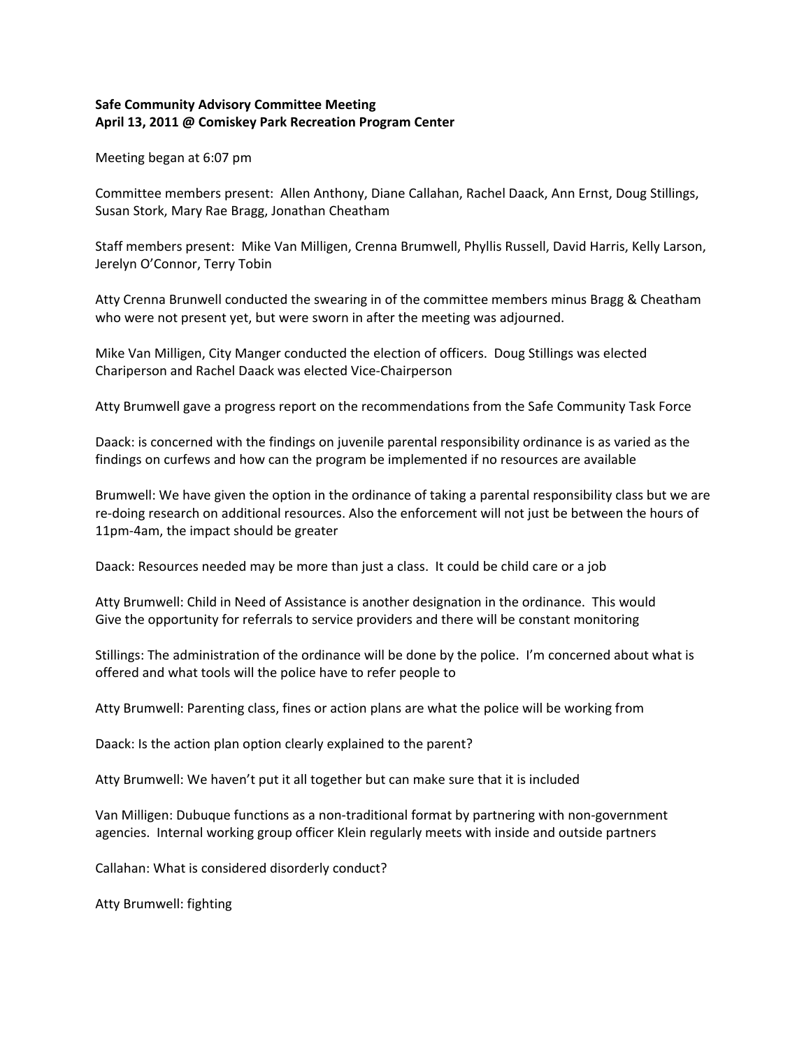**Safe Community Advisory Committee Meeting**
**April 13, 2011 @ Comiskey Park Recreation Program Center**

Meeting began at 6:07 pm

Committee members present: Allen Anthony, Diane Callahan, Rachel Daack, Ann Ernst, Doug Stillings, Susan Stork, Mary Rae Bragg, Jonathan Cheatham

Staff members present: Mike Van Milligen, Crenna Brumwell, Phyllis Russell, David Harris, Kelly Larson, Jerelyn O'Connor, Terry Tobin

Atty Crenna Brunwell conducted the swearing in of the committee members minus Bragg & Cheatham who were not present yet, but were sworn in after the meeting was adjourned.

Mike Van Milligen, City Manger conducted the election of officers. Doug Stillings was elected Chariperson and Rachel Daack was elected Vice-Chairperson

Atty Brumwell gave a progress report on the recommendations from the Safe Community Task Force

Daack: is concerned with the findings on juvenile parental responsibility ordinance is as varied as the findings on curfews and how can the program be implemented if no resources are available

Brumwell: We have given the option in the ordinance of taking a parental responsibility class but we are re-doing research on additional resources. Also the enforcement will not just be between the hours of 11pm-4am, the impact should be greater

Daack: Resources needed may be more than just a class. It could be child care or a job

Atty Brumwell: Child in Need of Assistance is another designation in the ordinance. This would Give the opportunity for referrals to service providers and there will be constant monitoring

Stillings: The administration of the ordinance will be done by the police. I'm concerned about what is offered and what tools will the police have to refer people to

Atty Brumwell: Parenting class, fines or action plans are what the police will be working from

Daack: Is the action plan option clearly explained to the parent?

Atty Brumwell: We haven't put it all together but can make sure that it is included

Van Milligen: Dubuque functions as a non-traditional format by partnering with non-government agencies. Internal working group officer Klein regularly meets with inside and outside partners

Callahan: What is considered disorderly conduct?

Atty Brumwell: fighting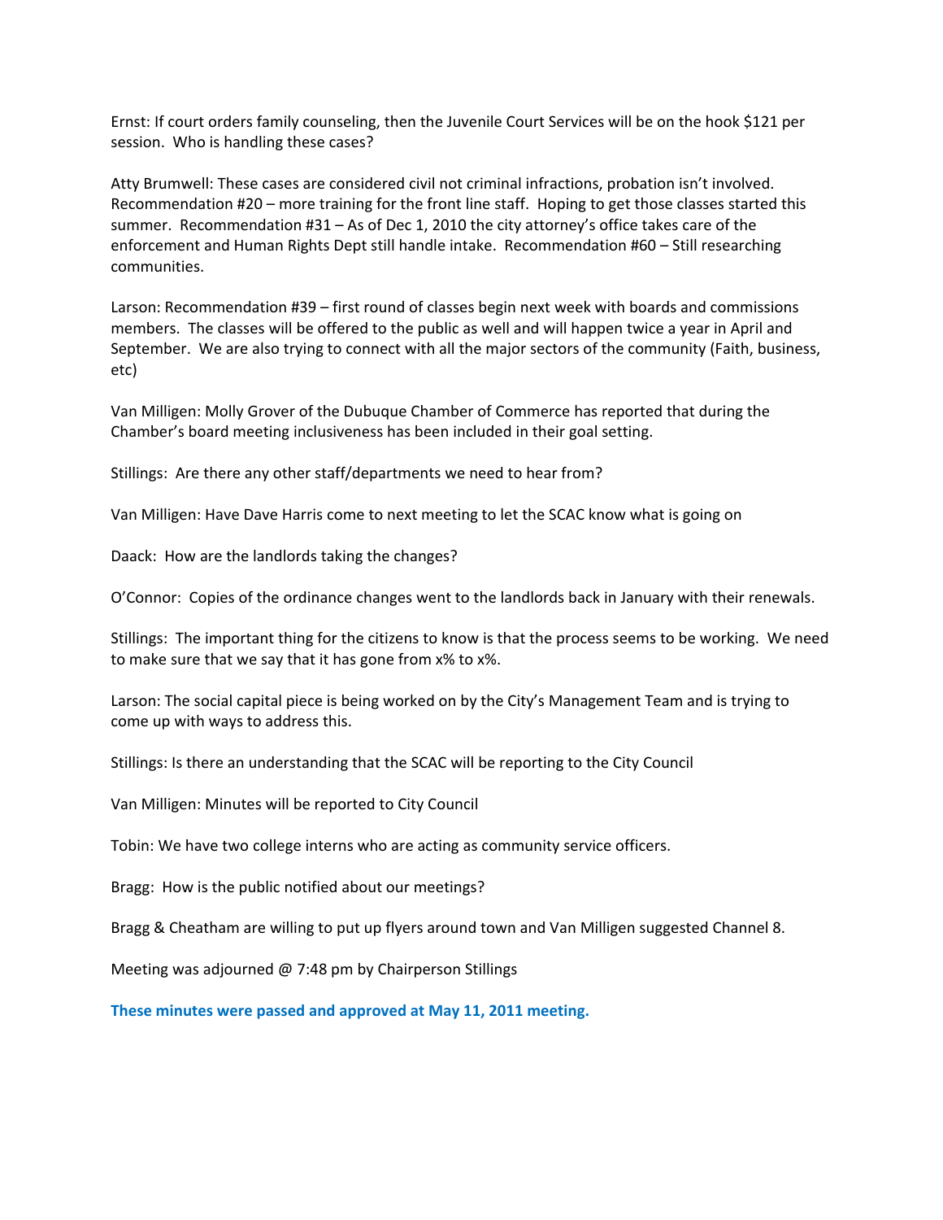Ernst: If court orders family counseling, then the Juvenile Court Services will be on the hook $121 per session. Who is handling these cases?

Atty Brumwell: These cases are considered civil not criminal infractions, probation isn't involved. Recommendation #20 – more training for the front line staff. Hoping to get those classes started this summer. Recommendation #31 – As of Dec 1, 2010 the city attorney's office takes care of the enforcement and Human Rights Dept still handle intake. Recommendation #60 – Still researching communities.

Larson: Recommendation #39 – first round of classes begin next week with boards and commissions members. The classes will be offered to the public as well and will happen twice a year in April and September. We are also trying to connect with all the major sectors of the community (Faith, business, etc)

Van Milligen: Molly Grover of the Dubuque Chamber of Commerce has reported that during the Chamber's board meeting inclusiveness has been included in their goal setting.

Stillings: Are there any other staff/departments we need to hear from?

Van Milligen: Have Dave Harris come to next meeting to let the SCAC know what is going on

Daack: How are the landlords taking the changes?

O'Connor: Copies of the ordinance changes went to the landlords back in January with their renewals.

Stillings: The important thing for the citizens to know is that the process seems to be working. We need to make sure that we say that it has gone from x% to x%.

Larson: The social capital piece is being worked on by the City's Management Team and is trying to come up with ways to address this.

Stillings: Is there an understanding that the SCAC will be reporting to the City Council

Van Milligen: Minutes will be reported to City Council

Tobin: We have two college interns who are acting as community service officers.

Bragg: How is the public notified about our meetings?

Bragg & Cheatham are willing to put up flyers around town and Van Milligen suggested Channel 8.

Meeting was adjourned @ 7:48 pm by Chairperson Stillings

**These minutes were passed and approved at May 11, 2011 meeting.**